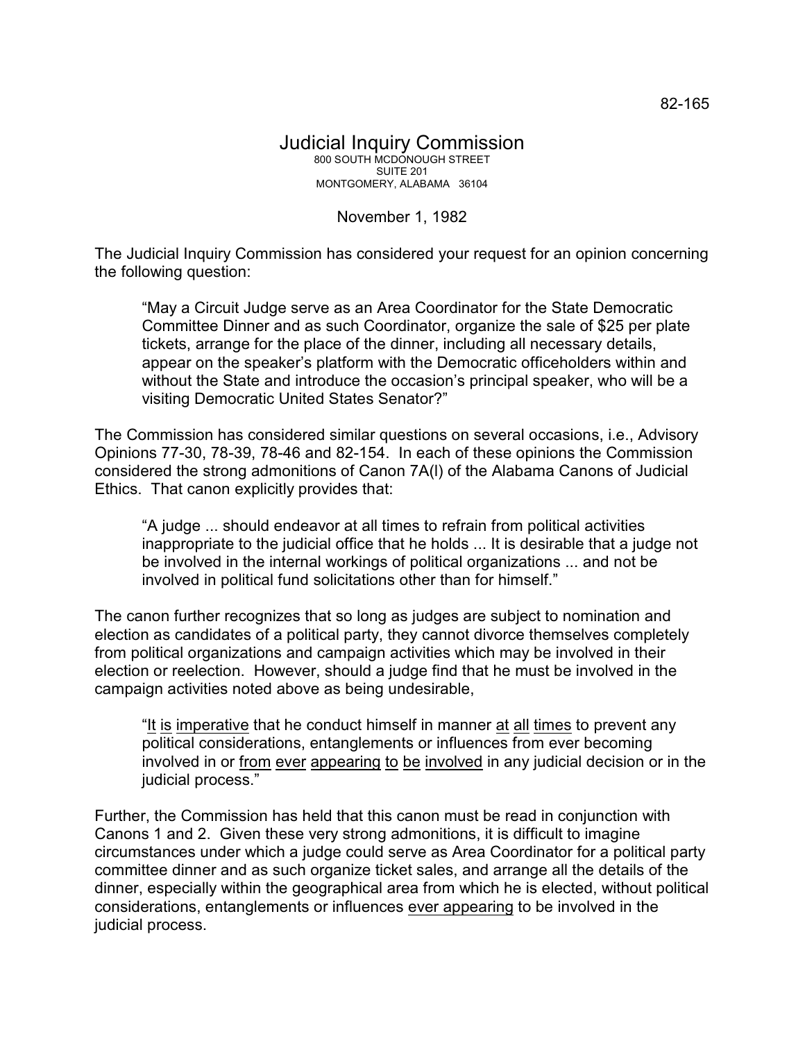82-165

# Judicial Inquiry Commission

800 SOUTH MCDONOUGH STREET
SUITE 201
MONTGOMERY, ALABAMA 36104

November 1, 1982

The Judicial Inquiry Commission has considered your request for an opinion concerning the following question:

> "May a Circuit Judge serve as an Area Coordinator for the State Democratic Committee Dinner and as such Coordinator, organize the sale of $25 per plate tickets, arrange for the place of the dinner, including all necessary details, appear on the speaker's platform with the Democratic officeholders within and without the State and introduce the occasion's principal speaker, who will be a visiting Democratic United States Senator?"

The Commission has considered similar questions on several occasions, i.e., Advisory Opinions 77-30, 78-39, 78-46 and 82-154. In each of these opinions the Commission considered the strong admonitions of Canon 7A(l) of the Alabama Canons of Judicial Ethics. That canon explicitly provides that:

> "A judge ... should endeavor at all times to refrain from political activities inappropriate to the judicial office that he holds ... It is desirable that a judge not be involved in the internal workings of political organizations ... and not be involved in political fund solicitations other than for himself."

The canon further recognizes that so long as judges are subject to nomination and election as candidates of a political party, they cannot divorce themselves completely from political organizations and campaign activities which may be involved in their election or reelection. However, should a judge find that he must be involved in the campaign activities noted above as being undesirable,

> "<u>It</u> <u>is</u> <u>imperative</u> that he conduct himself in manner <u>at</u> <u>all</u> <u>times</u> to prevent any political considerations, entanglements or influences from ever becoming involved in or <u>from</u> <u>ever</u> <u>appearing</u> <u>to</u> <u>be</u> <u>involved</u> in any judicial decision or in the judicial process."

Further, the Commission has held that this canon must be read in conjunction with Canons 1 and 2. Given these very strong admonitions, it is difficult to imagine circumstances under which a judge could serve as Area Coordinator for a political party committee dinner and as such organize ticket sales, and arrange all the details of the dinner, especially within the geographical area from which he is elected, without political considerations, entanglements or influences <u>ever appearing</u> to be involved in the judicial process.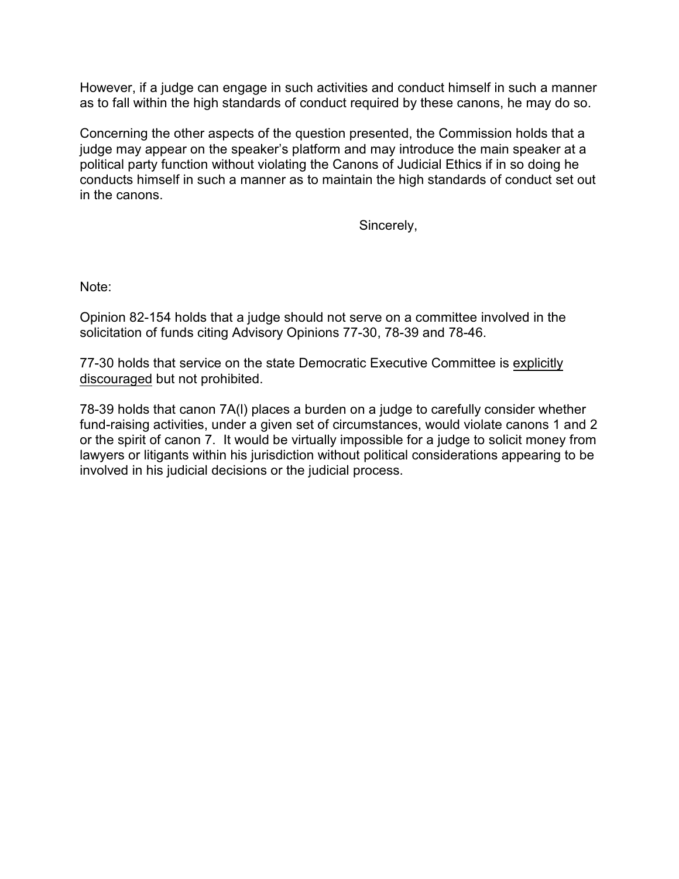However, if a judge can engage in such activities and conduct himself in such a manner as to fall within the high standards of conduct required by these canons, he may do so.

Concerning the other aspects of the question presented, the Commission holds that a judge may appear on the speaker's platform and may introduce the main speaker at a political party function without violating the Canons of Judicial Ethics if in so doing he conducts himself in such a manner as to maintain the high standards of conduct set out in the canons.

Sincerely,

Note:

Opinion 82-154 holds that a judge should not serve on a committee involved in the solicitation of funds citing Advisory Opinions 77-30, 78-39 and 78-46.

77-30 holds that service on the state Democratic Executive Committee is <u>explicitly discouraged</u> but not prohibited.

78-39 holds that canon 7A(l) places a burden on a judge to carefully consider whether fund-raising activities, under a given set of circumstances, would violate canons 1 and 2 or the spirit of canon 7. It would be virtually impossible for a judge to solicit money from lawyers or litigants within his jurisdiction without political considerations appearing to be involved in his judicial decisions or the judicial process.